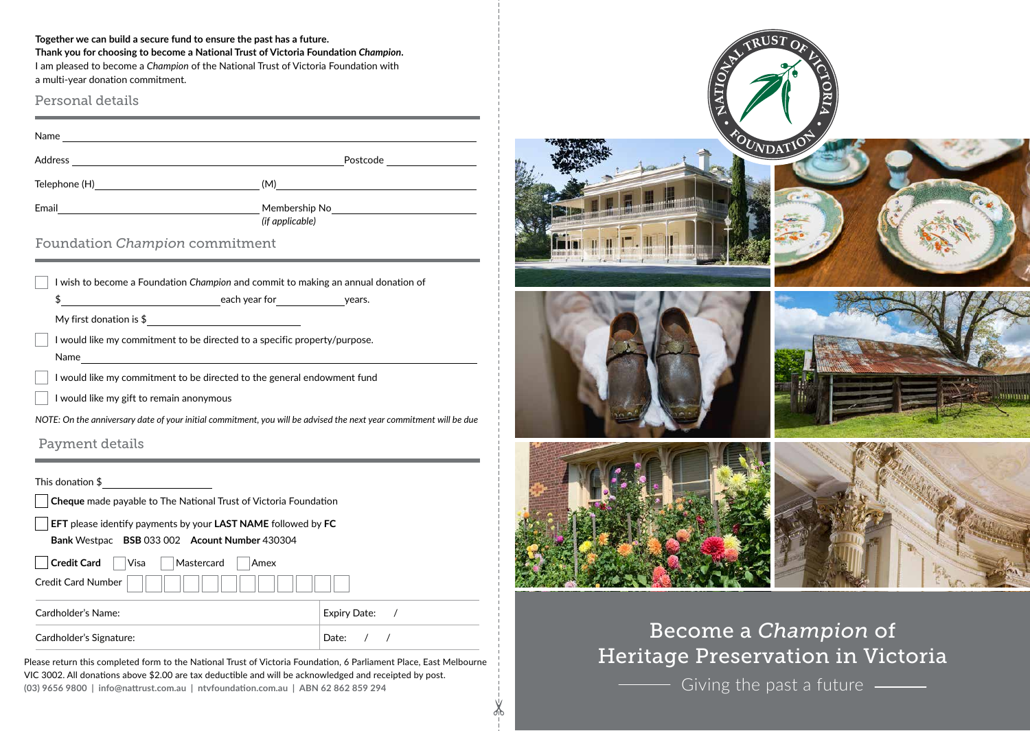**Together we can build a secure fund to ensure the past has a future.**
**Thank you for choosing to become a National Trust of Victoria Foundation *Champion*.**
I am pleased to become a *Champion* of the National Trust of Victoria Foundation with a multi-year donation commitment.

## Personal details

Name ______________________________

Address ______________________________ Postcode ____________

Telephone (H) ____________________ (M) ____________________

Email ____________________ Membership No ____________________
*(if applicable)*

## Foundation *Champion* commitment

☐ I wish to become a Foundation *Champion* and commit to making an annual donation of
$ ____________________ each year for __________ years.
My first donation is $ ____________________

☐ I would like my commitment to be directed to a specific property/purpose.
Name ______________________________

☐ I would like my commitment to be directed to the general endowment fund

☐ I would like my gift to remain anonymous

*NOTE: On the anniversary date of your initial commitment, you will be advised the next year commitment will be due*

## Payment details

This donation $ ____________

☐ **Cheque** made payable to The National Trust of Victoria Foundation

☐ **EFT** please identify payments by your **LAST NAME** followed by **FC**
**Bank** Westpac **BSB** 033 002 **Acount Number** 430304

☐ **Credit Card** ☐ Visa ☐ Mastercard ☐ Amex

Credit Card Number ☐☐☐☐☐☐☐☐☐☐☐☐

| Cardholder's Name: | Expiry Date: / |
|---|---|
| Cardholder's Signature: | Date: / / |

Please return this completed form to the National Trust of Victoria Foundation, 6 Parliament Place, East Melbourne VIC 3002. All donations above $2.00 are tax deductible and will be acknowledged and receipted by post.
**(03) 9656 9800 | info@nattrust.com.au | ntvfoundation.com.au | ABN 62 862 859 294**

NATIONAL TRUST OF VICTORIA FOUNDATION

# Become a *Champion* of Heritage Preservation in Victoria

Giving the past a future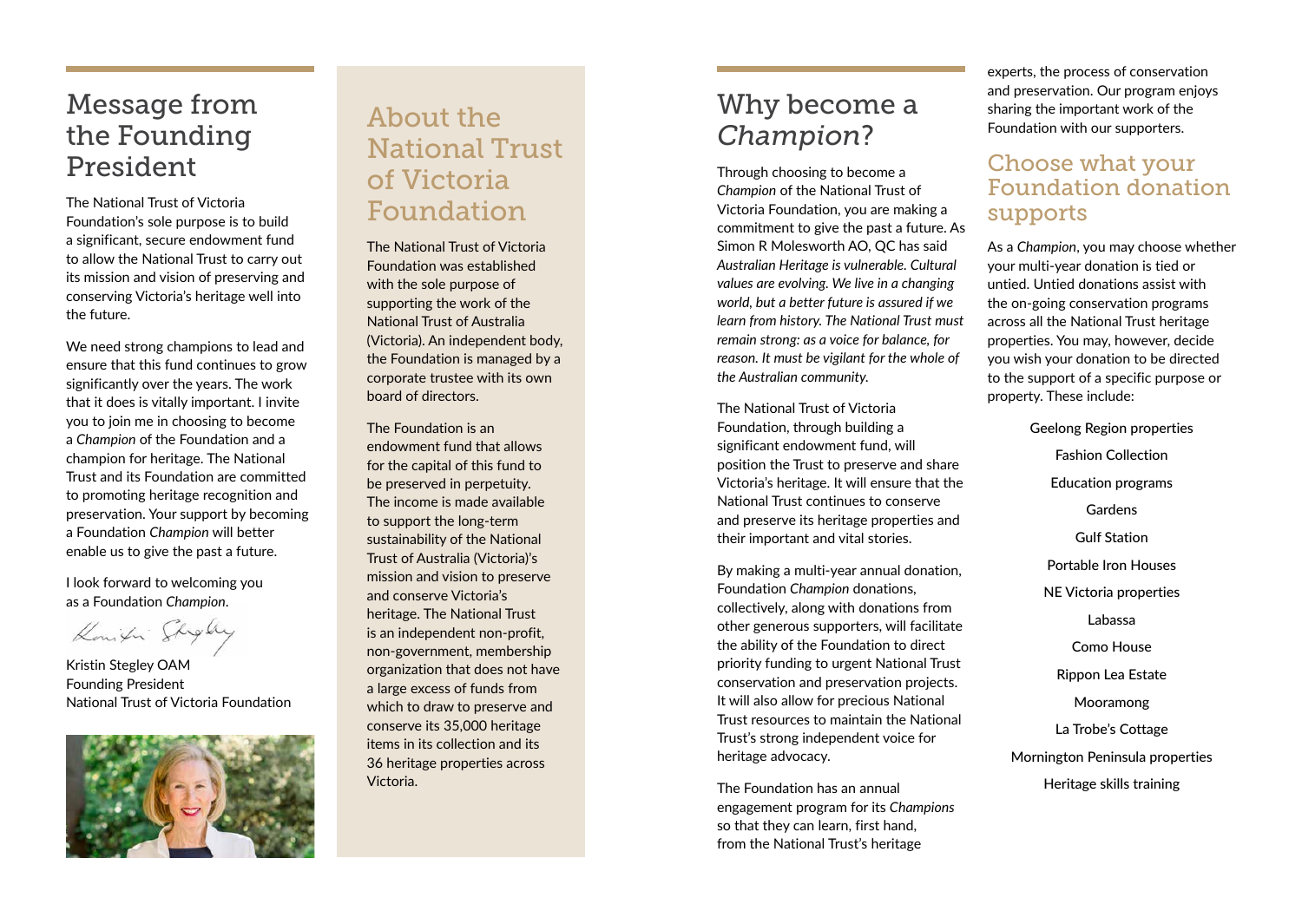# Message from the Founding President

The National Trust of Victoria Foundation's sole purpose is to build a significant, secure endowment fund to allow the National Trust to carry out its mission and vision of preserving and conserving Victoria's heritage well into the future.

We need strong champions to lead and ensure that this fund continues to grow significantly over the years. The work that it does is vitally important. I invite you to join me in choosing to become a *Champion* of the Foundation and a champion for heritage. The National Trust and its Foundation are committed to promoting heritage recognition and preservation. Your support by becoming a Foundation *Champion* will better enable us to give the past a future.

I look forward to welcoming you as a Foundation *Champion*.

Kristin Stegley OAM
Founding President
National Trust of Victoria Foundation

# About the National Trust of Victoria Foundation

The National Trust of Victoria Foundation was established with the sole purpose of supporting the work of the National Trust of Australia (Victoria). An independent body, the Foundation is managed by a corporate trustee with its own board of directors.

The Foundation is an endowment fund that allows for the capital of this fund to be preserved in perpetuity. The income is made available to support the long-term sustainability of the National Trust of Australia (Victoria)'s mission and vision to preserve and conserve Victoria's heritage. The National Trust is an independent non-profit, non-government, membership organization that does not have a large excess of funds from which to draw to preserve and conserve its 35,000 heritage items in its collection and its 36 heritage properties across Victoria.

# Why become a *Champion*?

Through choosing to become a *Champion* of the National Trust of Victoria Foundation, you are making a commitment to give the past a future. As Simon R Molesworth AO, QC has said *Australian Heritage is vulnerable. Cultural values are evolving. We live in a changing world, but a better future is assured if we learn from history. The National Trust must remain strong: as a voice for balance, for reason. It must be vigilant for the whole of the Australian community.*

The National Trust of Victoria Foundation, through building a significant endowment fund, will position the Trust to preserve and share Victoria's heritage. It will ensure that the National Trust continues to conserve and preserve its heritage properties and their important and vital stories.

By making a multi-year annual donation, Foundation *Champion* donations, collectively, along with donations from other generous supporters, will facilitate the ability of the Foundation to direct priority funding to urgent National Trust conservation and preservation projects. It will also allow for precious National Trust resources to maintain the National Trust's strong independent voice for heritage advocacy.

The Foundation has an annual engagement program for its *Champions* so that they can learn, first hand, from the National Trust's heritage experts, the process of conservation and preservation. Our program enjoys sharing the important work of the Foundation with our supporters.

## Choose what your Foundation donation supports

As a *Champion*, you may choose whether your multi-year donation is tied or untied. Untied donations assist with the on-going conservation programs across all the National Trust heritage properties. You may, however, decide you wish your donation to be directed to the support of a specific purpose or property. These include:

Geelong Region properties

Fashion Collection

Education programs

Gardens

Gulf Station

Portable Iron Houses

NE Victoria properties

Labassa

Como House

Rippon Lea Estate

Mooramong

La Trobe's Cottage

Mornington Peninsula properties

Heritage skills training